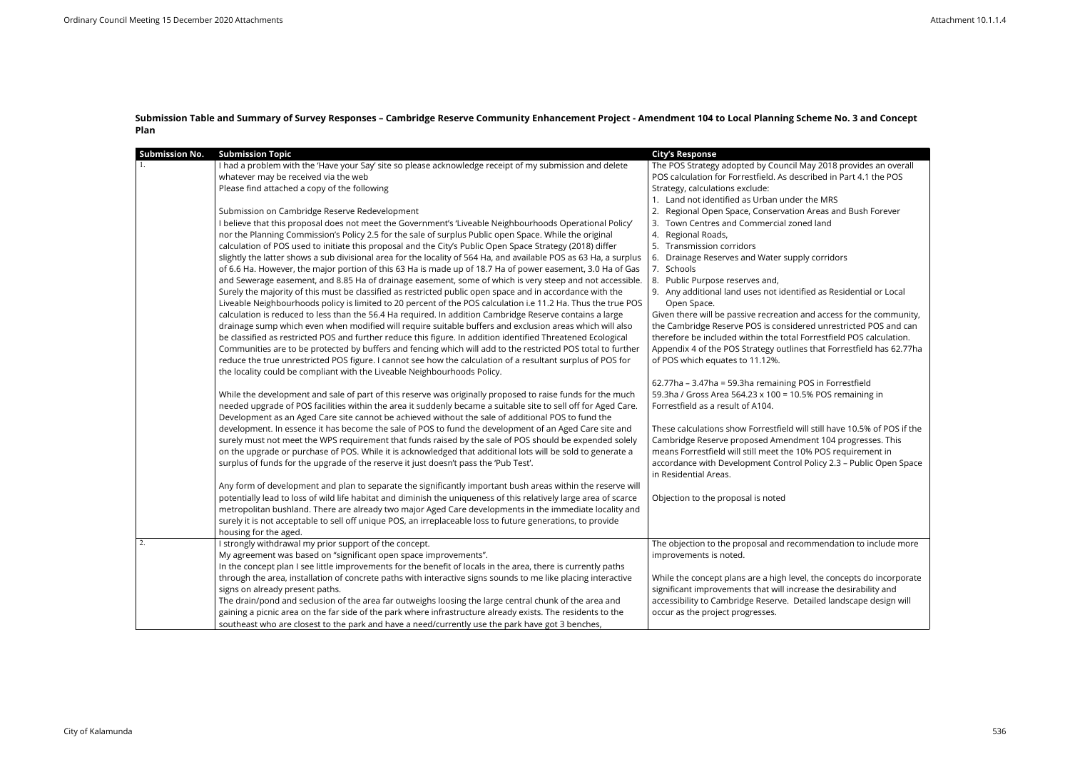**Submission Table and Summary of Survey Responses – Cambridge Reserve Community Enhancement Project - Amendment 104 to Local Planning Scheme No. 3 and Concept Plan**

| Submission No. | Submission Topic | City's Response |
|---|---|---|
| 1. | I had a problem with the 'Have your Say' site so please acknowledge receipt of my submission and delete whatever may be received via the web<br>Please find attached a copy of the following<br><br>Submission on Cambridge Reserve Redevelopment<br>I believe that this proposal does not meet the Government's 'Liveable Neighbourhoods Operational Policy' nor the Planning Commission's Policy 2.5 for the sale of surplus Public open Space. While the original calculation of POS used to initiate this proposal and the City's Public Open Space Strategy (2018) differ slightly the latter shows a sub divisional area for the locality of 564 Ha, and available POS as 63 Ha, a surplus of 6.6 Ha. However, the major portion of this 63 Ha is made up of 18.7 Ha of power easement, 3.0 Ha of Gas and Sewerage easement, and 8.85 Ha of drainage easement, some of which is very steep and not accessible. Surely the majority of this must be classified as restricted public open space and in accordance with the Liveable Neighbourhoods policy is limited to 20 percent of the POS calculation i.e 11.2 Ha. Thus the true POS calculation is reduced to less than the 56.4 Ha required. In addition Cambridge Reserve contains a large drainage sump which even when modified will require suitable buffers and exclusion areas which will also be classified as restricted POS and further reduce this figure. In addition identified Threatened Ecological Communities are to be protected by buffers and fencing which will add to the restricted POS total to further reduce the true unrestricted POS figure. I cannot see how the calculation of a resultant surplus of POS for the locality could be compliant with the Liveable Neighbourhoods Policy.<br><br>While the development and sale of part of this reserve was originally proposed to raise funds for the much needed upgrade of POS facilities within the area it suddenly became a suitable site to sell off for Aged Care. Development as an Aged Care site cannot be achieved without the sale of additional POS to fund the development. In essence it has become the sale of POS to fund the development of an Aged Care site and surely must not meet the WPS requirement that funds raised by the sale of POS should be expended solely on the upgrade or purchase of POS. While it is acknowledged that additional lots will be sold to generate a surplus of funds for the upgrade of the reserve it just doesn't pass the 'Pub Test'.<br><br>Any form of development and plan to separate the significantly important bush areas within the reserve will potentially lead to loss of wild life habitat and diminish the uniqueness of this relatively large area of scarce metropolitan bushland. There are already two major Aged Care developments in the immediate locality and surely it is not acceptable to sell off unique POS, an irreplaceable loss to future generations, to provide housing for the aged. | The POS Strategy adopted by Council May 2018 provides an overall POS calculation for Forrestfield. As described in Part 4.1 the POS Strategy, calculations exclude:<br>1. Land not identified as Urban under the MRS<br>2. Regional Open Space, Conservation Areas and Bush Forever<br>3. Town Centres and Commercial zoned land<br>4. Regional Roads,<br>5. Transmission corridors<br>6. Drainage Reserves and Water supply corridors<br>7. Schools<br>8. Public Purpose reserves and,<br>9. Any additional land uses not identified as Residential or Local Open Space.<br>Given there will be passive recreation and access for the community, the Cambridge Reserve POS is considered unrestricted POS and can therefore be included within the total Forrestfield POS calculation. Appendix 4 of the POS Strategy outlines that Forrestfield has 62.77ha of POS which equates to 11.12%.<br><br>62.77ha – 3.47ha = 59.3ha remaining POS in Forrestfield<br>59.3ha / Gross Area 564.23 x 100 = 10.5% POS remaining in Forrestfield as a result of A104.<br><br>These calculations show Forrestfield will still have 10.5% of POS if the Cambridge Reserve proposed Amendment 104 progresses. This means Forrestfield will still meet the 10% POS requirement in accordance with Development Control Policy 2.3 – Public Open Space in Residential Areas.<br><br>Objection to the proposal is noted |
| 2. | I strongly withdrawal my prior support of the concept.<br>My agreement was based on "significant open space improvements".<br>In the concept plan I see little improvements for the benefit of locals in the area, there is currently paths through the area, installation of concrete paths with interactive signs sounds to me like placing interactive signs on already present paths.<br>The drain/pond and seclusion of the area far outweighs loosing the large central chunk of the area and gaining a picnic area on the far side of the park where infrastructure already exists. The residents to the southeast who are closest to the park and have a need/currently use the park have got 3 benches, | The objection to the proposal and recommendation to include more improvements is noted.<br><br>While the concept plans are a high level, the concepts do incorporate significant improvements that will increase the desirability and accessibility to Cambridge Reserve. Detailed landscape design will occur as the project progresses. |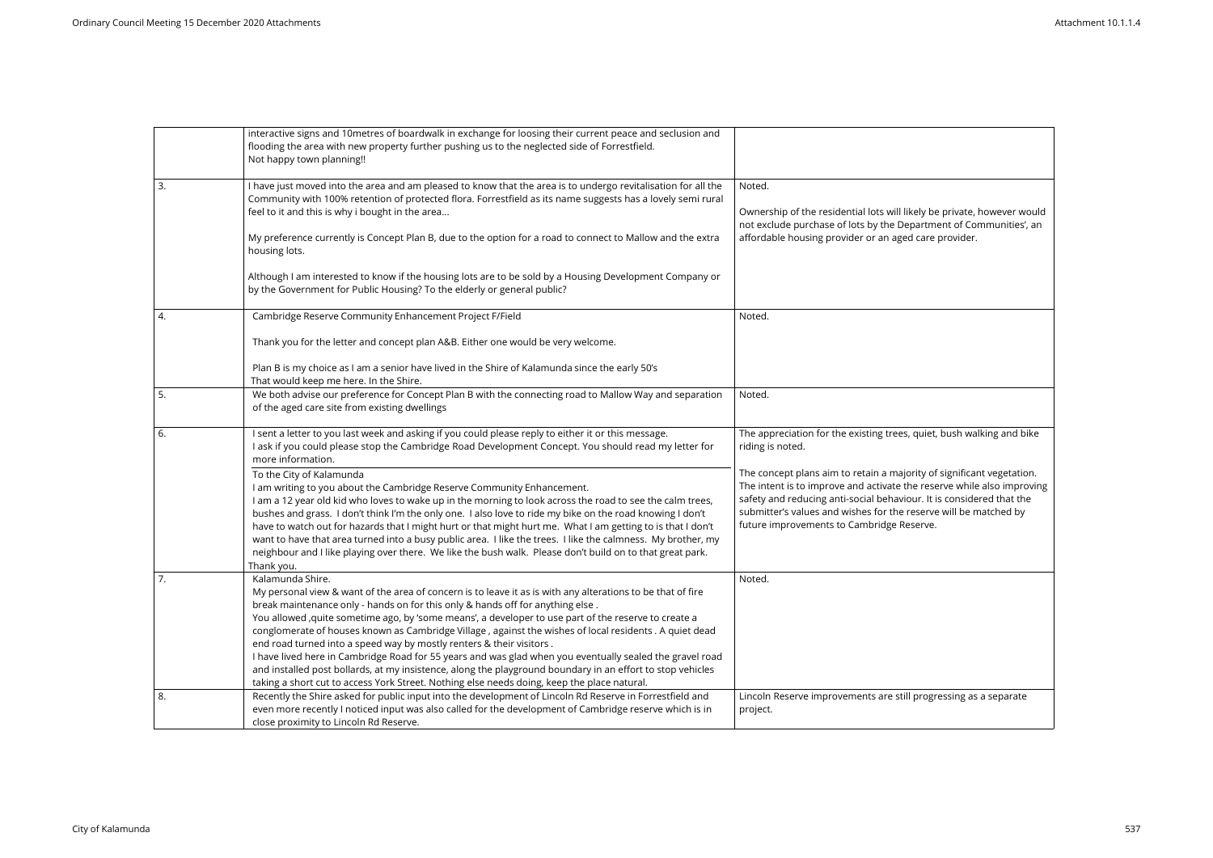| | | |
|---|---|---|
| | interactive signs and 10metres of boardwalk in exchange for loosing their current peace and seclusion and flooding the area with new property further pushing us to the neglected side of Forrestfield.<br>Not happy town planning!! | |
| 3. | I have just moved into the area and am pleased to know that the area is to undergo revitalisation for all the Community with 100% retention of protected flora. Forrestfield as its name suggests has a lovely semi rural feel to it and this is why i bought in the area...<br><br>My preference currently is Concept Plan B, due to the option for a road to connect to Mallow and the extra housing lots.<br><br>Although I am interested to know if the housing lots are to be sold by a Housing Development Company or by the Government for Public Housing? To the elderly or general public? | Noted.<br><br>Ownership of the residential lots will likely be private, however would not exclude purchase of lots by the Department of Communities', an affordable housing provider or an aged care provider. |
| 4. | Cambridge Reserve Community Enhancement Project F/Field<br><br>Thank you for the letter and concept plan A&B. Either one would be very welcome.<br><br>Plan B is my choice as I am a senior have lived in the Shire of Kalamunda since the early 50's<br>That would keep me here. In the Shire. | Noted. |
| 5. | We both advise our preference for Concept Plan B with the connecting road to Mallow Way and separation of the aged care site from existing dwellings | Noted. |
| 6. | I sent a letter to you last week and asking if you could please reply to either it or this message.<br>I ask if you could please stop the Cambridge Road Development Concept. You should read my letter for more information.<br><br>To the City of Kalamunda<br>I am writing to you about the Cambridge Reserve Community Enhancement.<br>I am a 12 year old kid who loves to wake up in the morning to look across the road to see the calm trees, bushes and grass. I don't think I'm the only one. I also love to ride my bike on the road knowing I don't have to watch out for hazards that I might hurt or that might hurt me. What I am getting to is that I don't want to have that area turned into a busy public area. I like the trees. I like the calmness. My brother, my neighbour and I like playing over there. We like the bush walk. Please don't build on to that great park.<br>Thank you. | The appreciation for the existing trees, quiet, bush walking and bike riding is noted.<br><br>The concept plans aim to retain a majority of significant vegetation. The intent is to improve and activate the reserve while also improving safety and reducing anti-social behaviour. It is considered that the submitter's values and wishes for the reserve will be matched by future improvements to Cambridge Reserve. |
| 7. | Kalamunda Shire.<br>My personal view & want of the area of concern is to leave it as is with any alterations to be that of fire break maintenance only - hands on for this only & hands off for anything else .<br>You allowed ,quite sometime ago, by 'some means', a developer to use part of the reserve to create a conglomerate of houses known as Cambridge Village , against the wishes of local residents . A quiet dead end road turned into a speed way by mostly renters & their visitors .<br>I have lived here in Cambridge Road for 55 years and was glad when you eventually sealed the gravel road and installed post bollards, at my insistence, along the playground boundary in an effort to stop vehicles taking a short cut to access York Street. Nothing else needs doing, keep the place natural. | Noted. |
| 8. | Recently the Shire asked for public input into the development of Lincoln Rd Reserve in Forrestfield and even more recently I noticed input was also called for the development of Cambridge reserve which is in close proximity to Lincoln Rd Reserve. | Lincoln Reserve improvements are still progressing as a separate project. |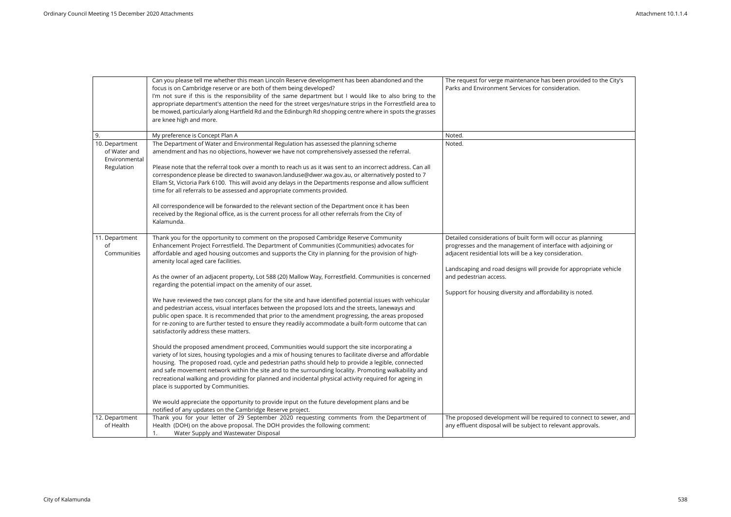| | | |
|---|---|---|
| | Can you please tell me whether this mean Lincoln Reserve development has been abandoned and the focus is on Cambridge reserve or are both of them being developed?<br>I'm not sure if this is the responsibility of the same department but I would like to also bring to the appropriate department's attention the need for the street verges/nature strips in the Forrestfield area to be mowed, particularly along Hartfield Rd and the Edinburgh Rd shopping centre where in spots the grasses are knee high and more. | The request for verge maintenance has been provided to the City's Parks and Environment Services for consideration. |
| 9. | My preference is Concept Plan A | Noted. |
| 10. Department of Water and Environmental Regulation | The Department of Water and Environmental Regulation has assessed the planning scheme amendment and has no objections, however we have not comprehensively assessed the referral.<br><br>Please note that the referral took over a month to reach us as it was sent to an incorrect address. Can all correspondence please be directed to swanavon.landuse@dwer.wa.gov.au, or alternatively posted to 7 Ellam St, Victoria Park 6100. This will avoid any delays in the Departments response and allow sufficient time for all referrals to be assessed and appropriate comments provided.<br><br>All correspondence will be forwarded to the relevant section of the Department once it has been received by the Regional office, as is the current process for all other referrals from the City of Kalamunda. | Noted. |
| 11. Department of Communities | Thank you for the opportunity to comment on the proposed Cambridge Reserve Community Enhancement Project Forrestfield. The Department of Communities (Communities) advocates for affordable and aged housing outcomes and supports the City in planning for the provision of high-amenity local aged care facilities.<br><br>As the owner of an adjacent property, Lot 588 (20) Mallow Way, Forrestfield. Communities is concerned regarding the potential impact on the amenity of our asset.<br><br>We have reviewed the two concept plans for the site and have identified potential issues with vehicular and pedestrian access, visual interfaces between the proposed lots and the streets, laneways and public open space. It is recommended that prior to the amendment progressing, the areas proposed for re-zoning to are further tested to ensure they readily accommodate a built-form outcome that can satisfactorily address these matters.<br><br>Should the proposed amendment proceed, Communities would support the site incorporating a variety of lot sizes, housing typologies and a mix of housing tenures to facilitate diverse and affordable housing. The proposed road, cycle and pedestrian paths should help to provide a legible, connected and safe movement network within the site and to the surrounding locality. Promoting walkability and recreational walking and providing for planned and incidental physical activity required for ageing in place is supported by Communities.<br><br>We would appreciate the opportunity to provide input on the future development plans and be notified of any updates on the Cambridge Reserve project. | Detailed considerations of built form will occur as planning progresses and the management of interface with adjoining or adjacent residential lots will be a key consideration.<br><br>Landscaping and road designs will provide for appropriate vehicle and pedestrian access.<br><br>Support for housing diversity and affordability is noted. |
| 12. Department of Health | Thank you for your letter of 29 September 2020 requesting comments from the Department of Health (DOH) on the above proposal. The DOH provides the following comment:<br>1. Water Supply and Wastewater Disposal | The proposed development will be required to connect to sewer, and any effluent disposal will be subject to relevant approvals. |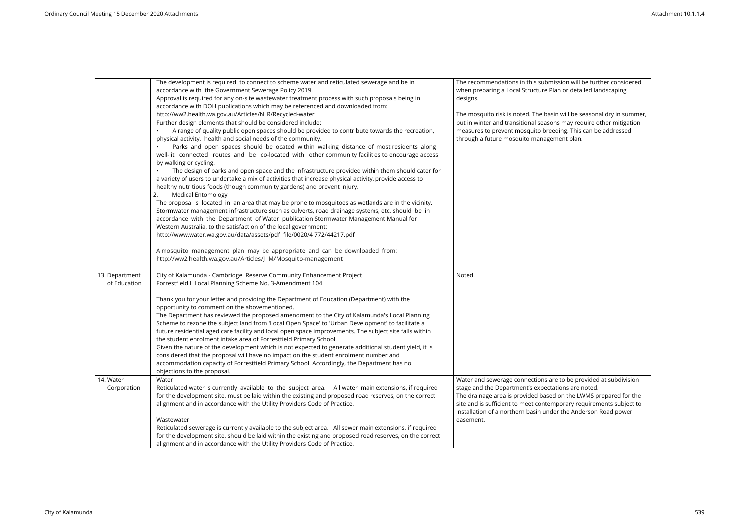| | | |
|---|---|---|
| | The development is required to connect to scheme water and reticulated sewerage and be in accordance with the Government Sewerage Policy 2019.<br>Approval is required for any on-site wastewater treatment process with such proposals being in accordance with DOH publications which may be referenced and downloaded from:<br>http://ww2.health.wa.gov.au/Articles/N_R/Recycled-water<br>Further design elements that should be considered include:<br>• A range of quality public open spaces should be provided to contribute towards the recreation, physical activity, health and social needs of the community.<br>• Parks and open spaces should be located within walking distance of most residents along well-lit connected routes and be co-located with other community facilities to encourage access by walking or cycling.<br>• The design of parks and open space and the infrastructure provided within them should cater for a variety of users to undertake a mix of activities that increase physical activity, provide access to healthy nutritious foods (though community gardens) and prevent injury.<br>2. Medical Entomology<br>The proposal is llocated in an area that may be prone to mosquitoes as wetlands are in the vicinity. Stormwater management infrastructure such as culverts, road drainage systems, etc. should be in accordance with the Department of Water publication Stormwater Management Manual for Western Australia, to the satisfaction of the local government:<br>http://www.water.wa.gov.au/data/assets/pdf file/0020/4 772/44217.pdf<br><br>A mosquito management plan may be appropriate and can be downloaded from:<br>http://ww2.health.wa.gov.au/Articles/J M/Mosquito-management | The recommendations in this submission will be further considered when preparing a Local Structure Plan or detailed landscaping designs.<br><br>The mosquito risk is noted. The basin will be seasonal dry in summer, but in winter and transitional seasons may require other mitigation measures to prevent mosquito breeding. This can be addressed through a future mosquito management plan. |
| 13. Department of Education | City of Kalamunda - Cambridge Reserve Community Enhancement Project<br>Forrestfield I Local Planning Scheme No. 3-Amendment 104<br><br>Thank you for your letter and providing the Department of Education (Department) with the opportunity to comment on the abovementioned.<br>The Department has reviewed the proposed amendment to the City of Kalamunda's Local Planning Scheme to rezone the subject land from 'Local Open Space' to 'Urban Development' to facilitate a future residential aged care facility and local open space improvements. The subject site falls within the student enrolment intake area of Forrestfield Primary School.<br>Given the nature of the development which is not expected to generate additional student yield, it is considered that the proposal will have no impact on the student enrolment number and accommodation capacity of Forrestfield Primary School. Accordingly, the Department has no objections to the proposal. | Noted. |
| 14. Water Corporation | Water<br>Reticulated water is currently available to the subject area. All water main extensions, if required for the development site, must be laid within the existing and proposed road reserves, on the correct alignment and in accordance with the Utility Providers Code of Practice.<br><br>Wastewater<br>Reticulated sewerage is currently available to the subject area. All sewer main extensions, if required for the development site, should be laid within the existing and proposed road reserves, on the correct alignment and in accordance with the Utility Providers Code of Practice. | Water and sewerage connections are to be provided at subdivision stage and the Department's expectations are noted.<br>The drainage area is provided based on the LWMS prepared for the site and is sufficient to meet contemporary requirements subject to installation of a northern basin under the Anderson Road power easement. |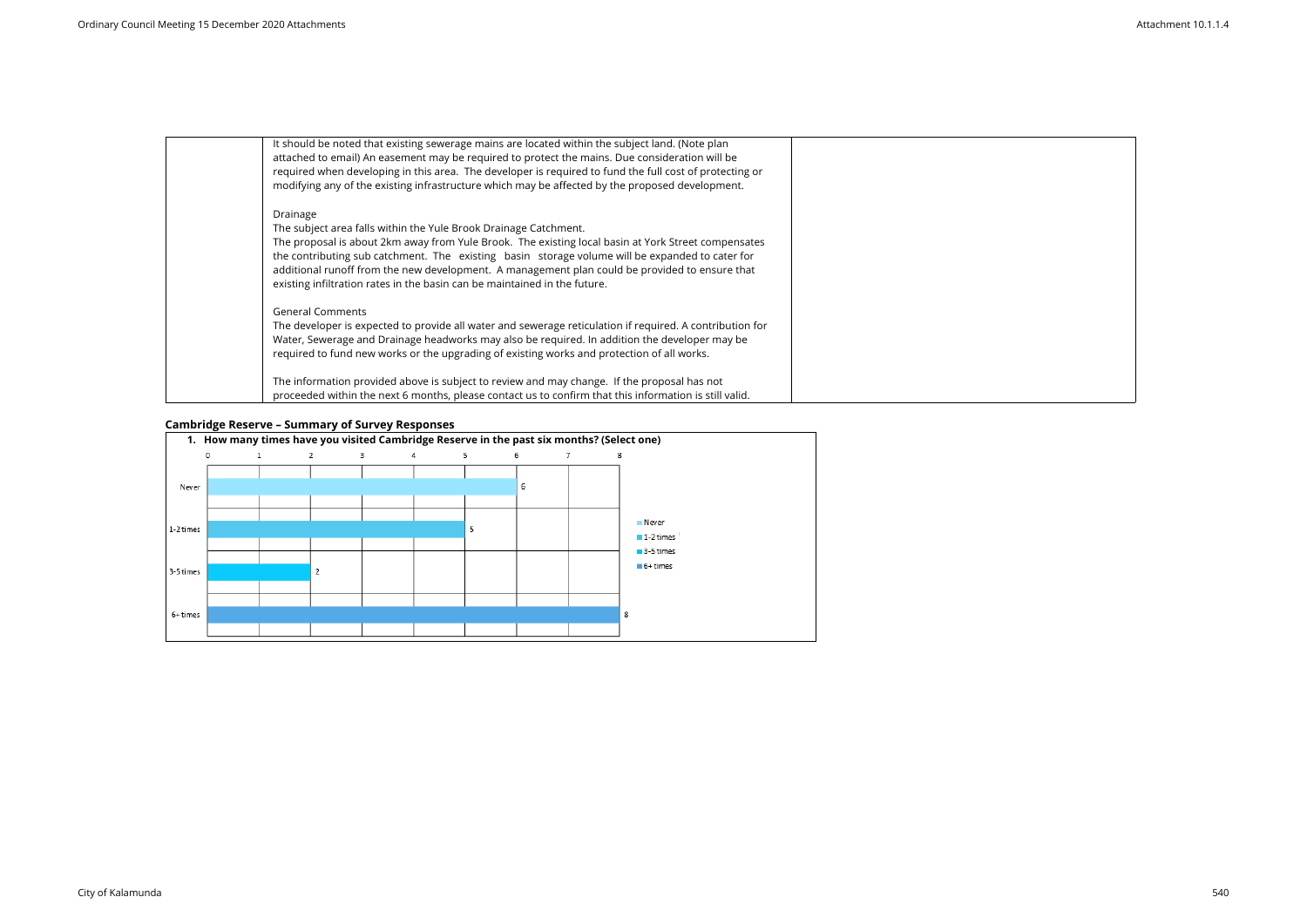| | It should be noted that existing sewerage mains are located within the subject land. (Note plan attached to email) An easement may be required to protect the mains. Due consideration will be required when developing in this area. The developer is required to fund the full cost of protecting or modifying any of the existing infrastructure which may be affected by the proposed development.<br><br>Drainage<br>The subject area falls within the Yule Brook Drainage Catchment.<br>The proposal is about 2km away from Yule Brook. The existing local basin at York Street compensates the contributing sub catchment. The existing basin storage volume will be expanded to cater for additional runoff from the new development. A management plan could be provided to ensure that existing infiltration rates in the basin can be maintained in the future.<br><br>General Comments<br>The developer is expected to provide all water and sewerage reticulation if required. A contribution for Water, Sewerage and Drainage headworks may also be required. In addition the developer may be required to fund new works or the upgrading of existing works and protection of all works.<br><br>The information provided above is subject to review and may change. If the proposal has not proceeded within the next 6 months, please contact us to confirm that this information is still valid. | |
|---|---|---|

**Cambridge Reserve – Summary of Survey Responses**

**1. How many times have you visited Cambridge Reserve in the past six months? (Select one)**

| Response | Count |
|---|---|
| Never | 6 |
| 1-2 times | 5 |
| 3-5 times | 2 |
| 6+ times | 8 |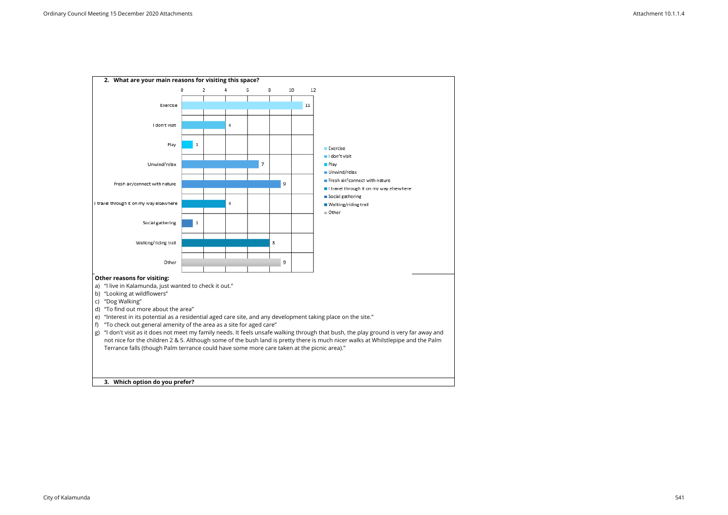**2. What are your main reasons for visiting this space?**

| Reason | Responses |
| --- | --- |
| Exercise | 11 |
| I don't visit | 4 |
| Play | 1 |
| Unwind/relax | 7 |
| Fresh air/connect with nature | 9 |
| I travel through it on my way elsewhere | 4 |
| Social gathering | 1 |
| Walking/riding trail | 8 |
| Other | 9 |

**Other reasons for visiting:**

a) "I live in Kalamunda, just wanted to check it out."
b) "Looking at wildflowers"
c) "Dog Walking"
d) "To find out more about the area"
e) "Interest in its potential as a residential aged care site, and any development taking place on the site."
f) "To check out general amenity of the area as a site for aged care"
g) "I don't visit as it does not meet my family needs. It feels unsafe walking through that bush, the play ground is very far away and not nice for the children 2 & 5. Although some of the bush land is pretty there is much nicer walks at Whilstlepipe and the Palm Terrance falls (though Palm terrance could have some more care taken at the picnic area)."

**3. Which option do you prefer?**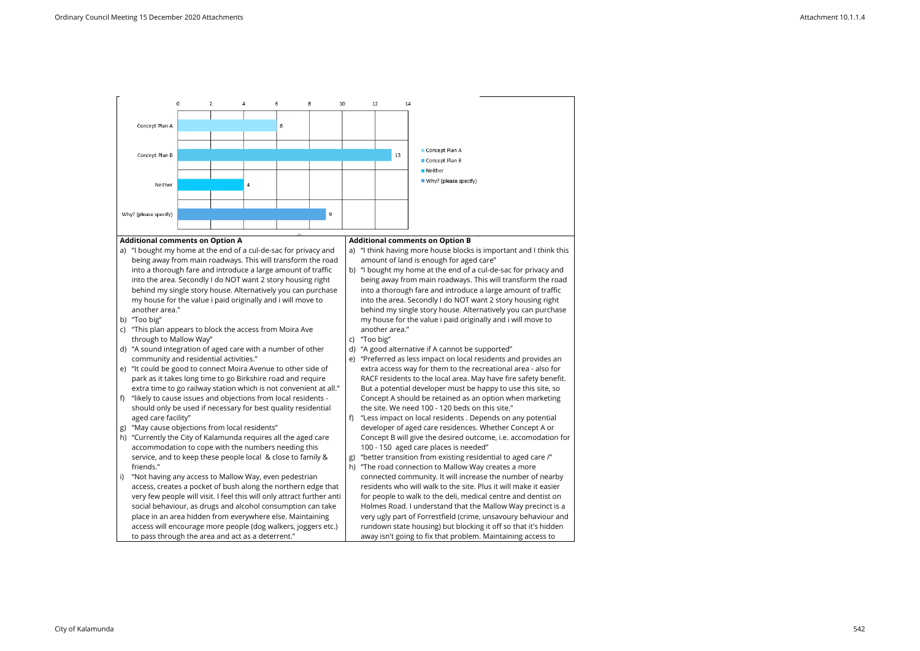| | Responses |
|---|---|
| Concept Plan A | 6 |
| Concept Plan B | 13 |
| Neither | 4 |
| Why? (please specify) | 9 |

**Additional comments on Option A**

a) "I bought my home at the end of a cul-de-sac for privacy and being away from main roadways. This will transform the road into a thorough fare and introduce a large amount of traffic into the area. Secondly I do NOT want 2 story housing right behind my single story house. Alternatively you can purchase my house for the value i paid originally and i will move to another area."
b) "Too big"
c) "This plan appears to block the access from Moira Ave through to Mallow Way"
d) "A sound integration of aged care with a number of other community and residential activities."
e) "It could be good to connect Moira Avenue to other side of park as it takes long time to go Birkshire road and require extra time to go railway station which is not convenient at all."
f) "likely to cause issues and objections from local residents - should only be used if necessary for best quality residential aged care facility"
g) "May cause objections from local residents"
h) "Currently the City of Kalamunda requires all the aged care accommodation to cope with the numbers needing this service, and to keep these people local & close to family & friends."
i) "Not having any access to Mallow Way, even pedestrian access, creates a pocket of bush along the northern edge that very few people will visit. I feel this will only attract further anti social behaviour, as drugs and alcohol consumption can take place in an area hidden from everywhere else. Maintaining access will encourage more people (dog walkers, joggers etc.) to pass through the area and act as a deterrent."

**Additional comments on Option B**

a) "I think having more house blocks is important and I think this amount of land is enough for aged care"
b) "I bought my home at the end of a cul-de-sac for privacy and being away from main roadways. This will transform the road into a thorough fare and introduce a large amount of traffic into the area. Secondly I do NOT want 2 story housing right behind my single story house. Alternatively you can purchase my house for the value i paid originally and i will move to another area."
c) "Too big"
d) "A good alternative if A cannot be supported"
e) "Preferred as less impact on local residents and provides an extra access way for them to the recreational area - also for RACF residents to the local area. May have fire safety benefit. But a potential developer must be happy to use this site, so Concept A should be retained as an option when marketing the site. We need 100 - 120 beds on this site."
f) "Less impact on local residents . Depends on any potential developer of aged care residences. Whether Concept A or Concept B will give the desired outcome, i.e. accomodation for 100 - 150 aged care places is needed"
g) "better transition from existing residential to aged care /"
h) "The road connection to Mallow Way creates a more connected community. It will increase the number of nearby residents who will walk to the site. Plus it will make it easier for people to walk to the deli, medical centre and dentist on Holmes Road. I understand that the Mallow Way precinct is a very ugly part of Forrestfield (crime, unsavoury behaviour and rundown state housing) but blocking it off so that it's hidden away isn't going to fix that problem. Maintaining access to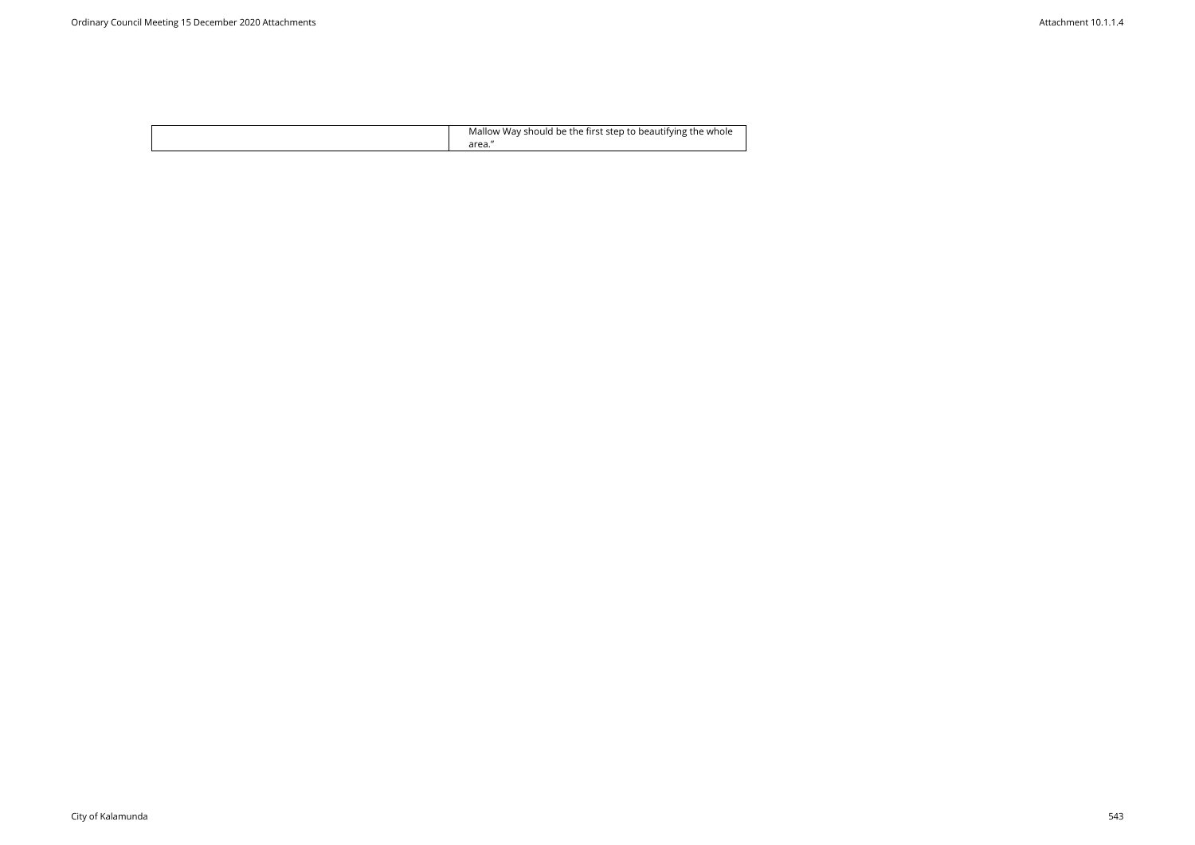| | |
|---|---|
| | Mallow Way should be the first step to beautifying the whole area.” |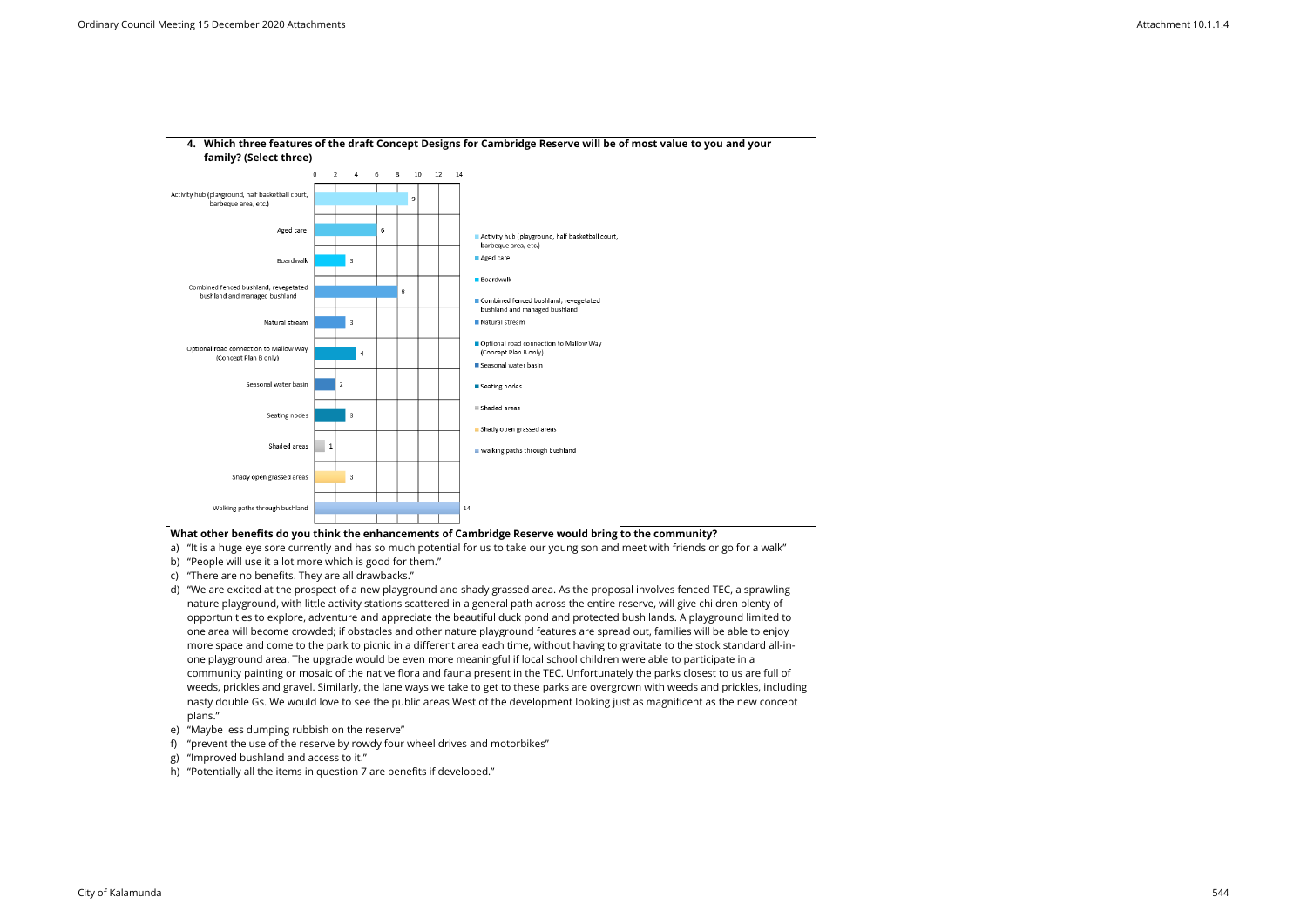**4. Which three features of the draft Concept Designs for Cambridge Reserve will be of most value to you and your family? (Select three)**

| Feature | Responses |
| --- | --- |
| Activity hub (playground, half basketball court, barbeque area, etc.) | 9 |
| Aged care | 6 |
| Boardwalk | 3 |
| Combined fenced bushland, revegetated bushland and managed bushland | 8 |
| Natural stream | 3 |
| Optional road connection to Mallow Way (Concept Plan B only) | 4 |
| Seasonal water basin | 2 |
| Seating nodes | 3 |
| Shaded areas | 1 |
| Shady open grassed areas | 3 |
| Walking paths through bushland | 14 |

**What other benefits do you think the enhancements of Cambridge Reserve would bring to the community?**

a) "It is a huge eye sore currently and has so much potential for us to take our young son and meet with friends or go for a walk"
b) "People will use it a lot more which is good for them."
c) "There are no benefits. They are all drawbacks."
d) "We are excited at the prospect of a new playground and shady grassed area. As the proposal involves fenced TEC, a sprawling nature playground, with little activity stations scattered in a general path across the entire reserve, will give children plenty of opportunities to explore, adventure and appreciate the beautiful duck pond and protected bush lands. A playground limited to one area will become crowded; if obstacles and other nature playground features are spread out, families will be able to enjoy more space and come to the park to picnic in a different area each time, without having to gravitate to the stock standard all-in-one playground area. The upgrade would be even more meaningful if local school children were able to participate in a community painting or mosaic of the native flora and fauna present in the TEC. Unfortunately the parks closest to us are full of weeds, prickles and gravel. Similarly, the lane ways we take to get to these parks are overgrown with weeds and prickles, including nasty double Gs. We would love to see the public areas West of the development looking just as magnificent as the new concept plans."
e) "Maybe less dumping rubbish on the reserve"
f) "prevent the use of the reserve by rowdy four wheel drives and motorbikes"
g) "Improved bushland and access to it."
h) "Potentially all the items in question 7 are benefits if developed."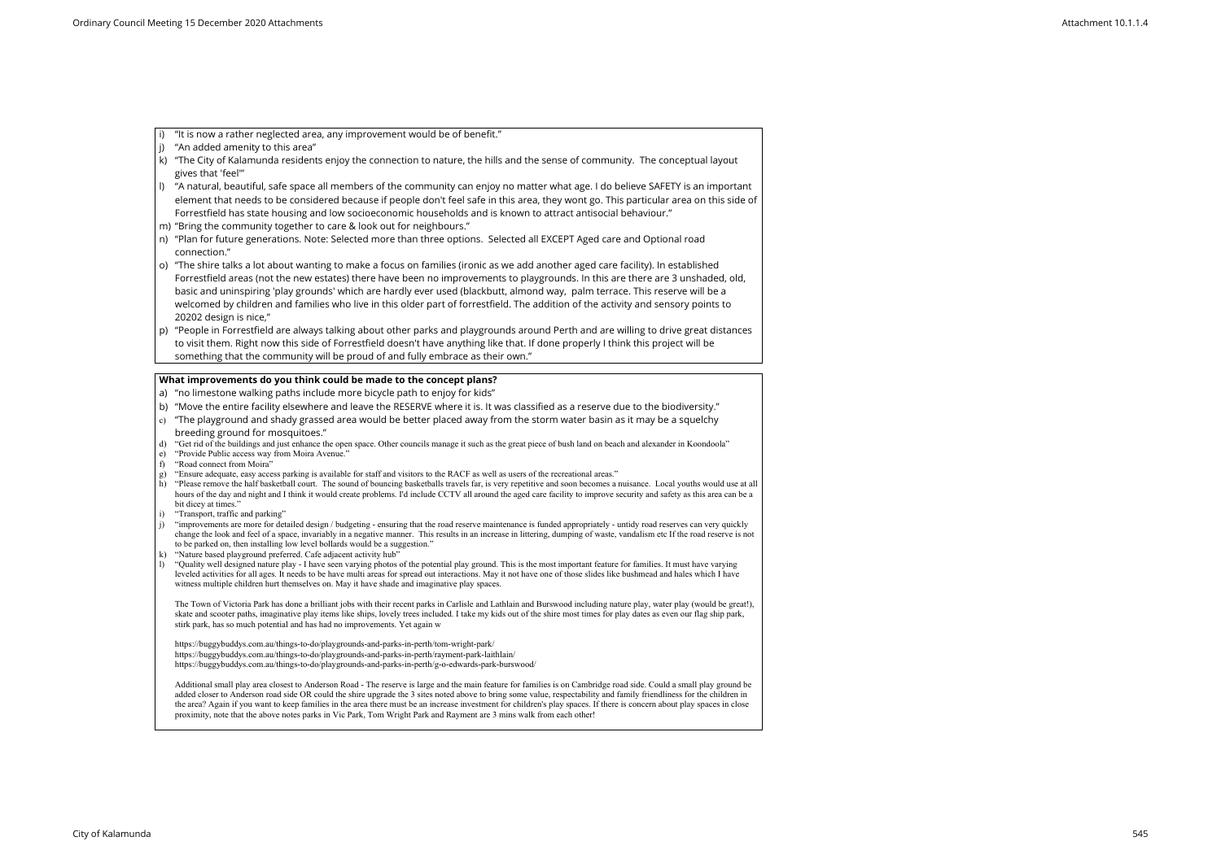i) "It is now a rather neglected area, any improvement would be of benefit."
j) "An added amenity to this area"
k) "The City of Kalamunda residents enjoy the connection to nature, the hills and the sense of community. The conceptual layout gives that 'feel'"
l) "A natural, beautiful, safe space all members of the community can enjoy no matter what age. I do believe SAFETY is an important element that needs to be considered because if people don't feel safe in this area, they wont go. This particular area on this side of Forrestfield has state housing and low socioeconomic households and is known to attract antisocial behaviour."
m) "Bring the community together to care & look out for neighbours."
n) "Plan for future generations. Note: Selected more than three options. Selected all EXCEPT Aged care and Optional road connection."
o) "The shire talks a lot about wanting to make a focus on families (ironic as we add another aged care facility). In established Forrestfield areas (not the new estates) there have been no improvements to playgrounds. In this are there are 3 unshaded, old, basic and uninspiring 'play grounds' which are hardly ever used (blackbutt, almond way, palm terrace. This reserve will be a welcomed by children and families who live in this older part of forrestfield. The addition of the activity and sensory points to 20202 design is nice,"
p) "People in Forrestfield are always talking about other parks and playgrounds around Perth and are willing to drive great distances to visit them. Right now this side of Forrestfield doesn't have anything like that. If done properly I think this project will be something that the community will be proud of and fully embrace as their own."

**What improvements do you think could be made to the concept plans?**

a) "no limestone walking paths include more bicycle path to enjoy for kids"
b) "Move the entire facility elsewhere and leave the RESERVE where it is. It was classified as a reserve due to the biodiversity."
c) "The playground and shady grassed area would be better placed away from the storm water basin as it may be a squelchy breeding ground for mosquitoes."
d) "Get rid of the buildings and just enhance the open space. Other councils manage it such as the great piece of bush land on beach and alexander in Koondoola"
e) "Provide Public access way from Moira Avenue."
f) "Road connect from Moira"
g) "Ensure adequate, easy access parking is available for staff and visitors to the RACF as well as users of the recreational areas."
h) "Please remove the half basketball court. The sound of bouncing basketballs travels far, is very repetitive and soon becomes a nuisance. Local youths would use at all hours of the day and night and I think it would create problems. I'd include CCTV all around the aged care facility to improve security and safety as this area can be a bit dicey at times."
i) "Transport, traffic and parking"
j) "improvements are more for detailed design / budgeting - ensuring that the road reserve maintenance is funded appropriately - untidy road reserves can very quickly change the look and feel of a space, invariably in a negative manner. This results in an increase in littering, dumping of waste, vandalism etc If the road reserve is not to be parked on, then installing low level bollards would be a suggestion."
k) "Nature based playground preferred. Cafe adjacent activity hub"
l) "Quality well designed nature play - I have seen varying photos of the potential play ground. This is the most important feature for families. It must have varying leveled activities for all ages. It needs to be have multi areas for spread out interactions. May it not have one of those slides like bushmead and hales which I have witness multiple children hurt themselves on. May it have shade and imaginative play spaces.

   The Town of Victoria Park has done a brilliant jobs with their recent parks in Carlisle and Lathlain and Burswood including nature play, water play (would be great!), skate and scooter paths, imaginative play items like ships, lovely trees included. I take my kids out of the shire most times for play dates as even our flag ship park, stirk park, has so much potential and has had no improvements. Yet again w

   https://buggybuddys.com.au/things-to-do/playgrounds-and-parks-in-perth/tom-wright-park/
   https://buggybuddys.com.au/things-to-do/playgrounds-and-parks-in-perth/rayment-park-laithlain/
   https://buggybuddys.com.au/things-to-do/playgrounds-and-parks-in-perth/g-o-edwards-park-burswood/

   Additional small play area closest to Anderson Road - The reserve is large and the main feature for families is on Cambridge road side. Could a small play ground be added closer to Anderson road side OR could the shire upgrade the 3 sites noted above to bring some value, respectability and family friendliness for the children in the area? Again if you want to keep families in the area there must be an increase investment for children's play spaces. If there is concern about play spaces in close proximity, note that the above notes parks in Vic Park, Tom Wright Park and Rayment are 3 mins walk from each other!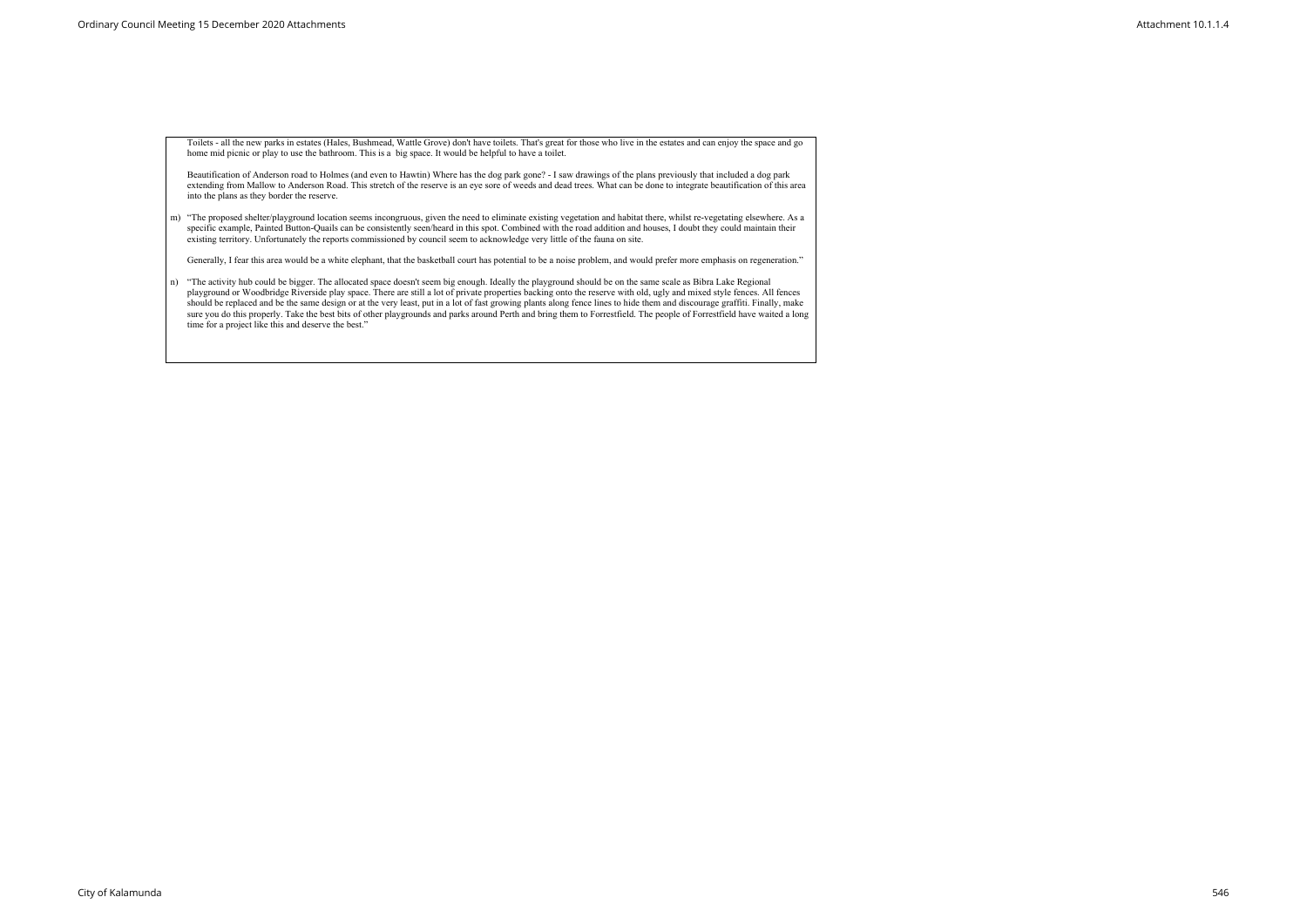Toilets - all the new parks in estates (Hales, Bushmead, Wattle Grove) don't have toilets. That's great for those who live in the estates and can enjoy the space and go home mid picnic or play to use the bathroom. This is a big space. It would be helpful to have a toilet.

Beautification of Anderson road to Holmes (and even to Hawtin) Where has the dog park gone? - I saw drawings of the plans previously that included a dog park extending from Mallow to Anderson Road. This stretch of the reserve is an eye sore of weeds and dead trees. What can be done to integrate beautification of this area into the plans as they border the reserve.

m) "The proposed shelter/playground location seems incongruous, given the need to eliminate existing vegetation and habitat there, whilst re-vegetating elsewhere. As a specific example, Painted Button-Quails can be consistently seen/heard in this spot. Combined with the road addition and houses, I doubt they could maintain their existing territory. Unfortunately the reports commissioned by council seem to acknowledge very little of the fauna on site.

Generally, I fear this area would be a white elephant, that the basketball court has potential to be a noise problem, and would prefer more emphasis on regeneration."

n) "The activity hub could be bigger. The allocated space doesn't seem big enough. Ideally the playground should be on the same scale as Bibra Lake Regional playground or Woodbridge Riverside play space. There are still a lot of private properties backing onto the reserve with old, ugly and mixed style fences. All fences should be replaced and be the same design or at the very least, put in a lot of fast growing plants along fence lines to hide them and discourage graffiti. Finally, make sure you do this properly. Take the best bits of other playgrounds and parks around Perth and bring them to Forrestfield. The people of Forrestfield have waited a long time for a project like this and deserve the best."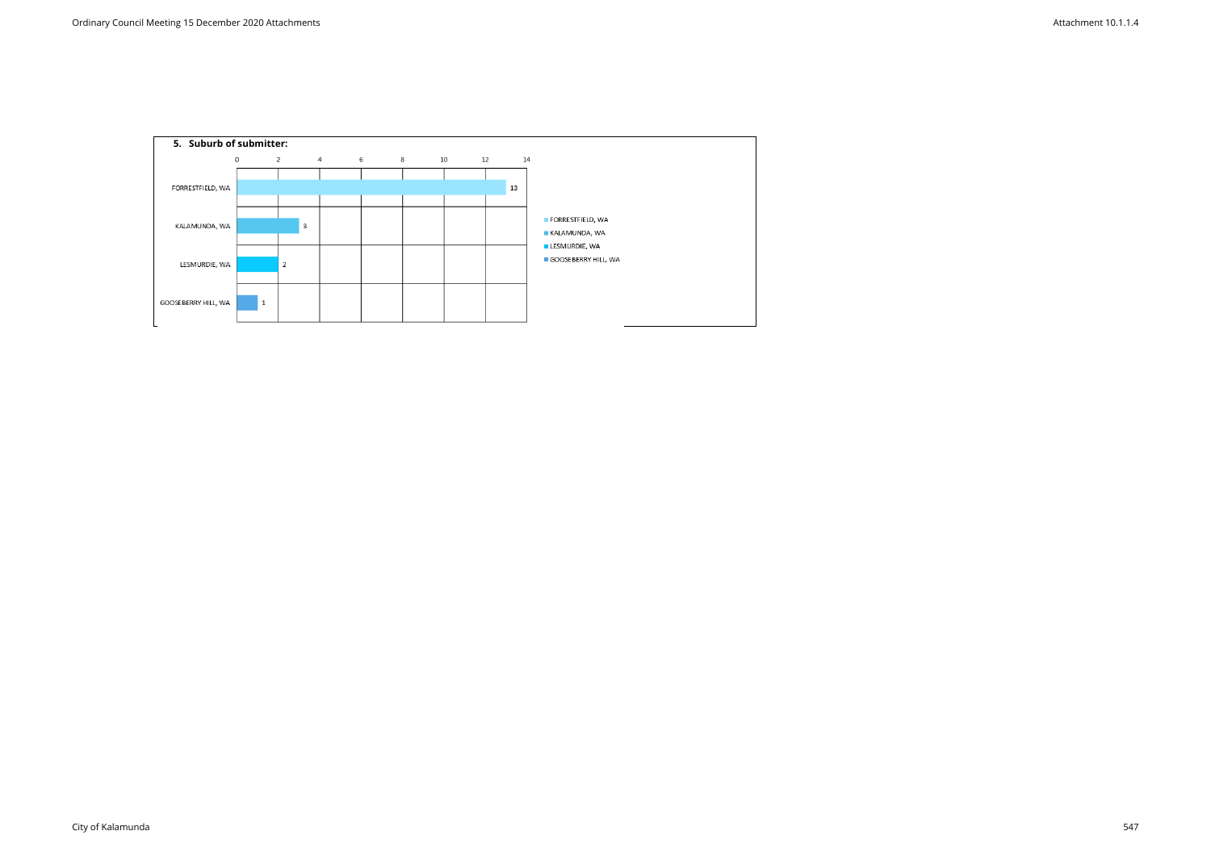**5. Suburb of submitter:**

| Suburb | Count |
| --- | --- |
| FORRESTFIELD, WA | 13 |
| KALAMUNDA, WA | 3 |
| LESMURDIE, WA | 2 |
| GOOSEBERRY HILL, WA | 1 |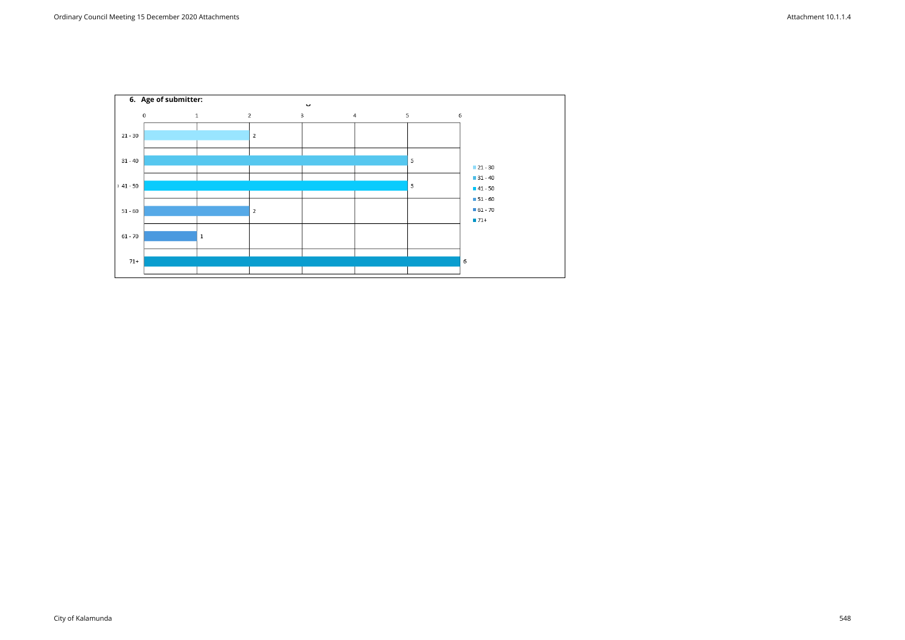**6. Age of submitter:**

0 1 2 3 4 5 6

21 - 30 — 2

31 - 40 — 5

41 - 50 — 5

51 - 60 — 2

61 - 70 — 1

71+ — 6

21 - 30
31 - 40
41 - 50
51 - 60
61 - 70
71+